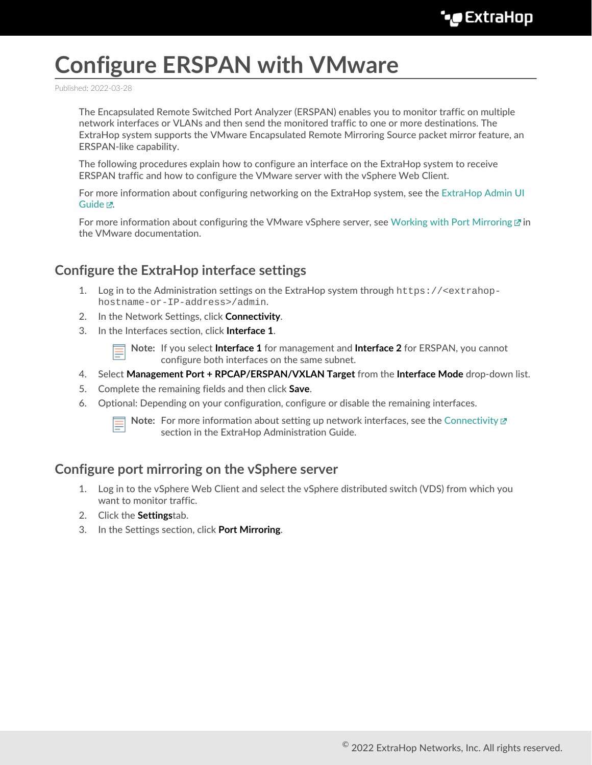# Configure ERSPAN with VMware

Published: 2022-03-28

The Encapsulated Remote Switched Port Analyzer (ERSPAN) enables you to monitor traffic on multiple network interfaces or VLANs and then send the monitored traffic to one or more destinations. The ExtraHop system supports the VMware Encapsulated Remote Mirroring Source packet mirror feature, an ERSPAN-like capability.

The following procedures explain how to configure an interface on the ExtraHop system to receive ERSPAN traffic and how to configure the VMware server with the vSphere Web Client.

For more information about configuring networking on the ExtraHop system, see the ExtraHop Admin UI Guide.

For more information about configuring the VMware vSphere server, see Working with Port Mirroring in the VMware documentation.

## Configure the ExtraHop interface settings

1. Log in to the Administration settings on the ExtraHop system through `https://<extrahop-hostname-or-IP-address>/admin`.
2. In the Network Settings, click **Connectivity**.
3. In the Interfaces section, click **Interface 1**.

   **Note:** If you select **Interface 1** for management and **Interface 2** for ERSPAN, you cannot configure both interfaces on the same subnet.
4. Select **Management Port + RPCAP/ERSPAN/VXLAN Target** from the **Interface Mode** drop-down list.
5. Complete the remaining fields and then click **Save**.
6. Optional: Depending on your configuration, configure or disable the remaining interfaces.

   **Note:** For more information about setting up network interfaces, see the Connectivity section in the ExtraHop Administration Guide.

## Configure port mirroring on the vSphere server

1. Log in to the vSphere Web Client and select the vSphere distributed switch (VDS) from which you want to monitor traffic.
2. Click the **Settings**tab.
3. In the Settings section, click **Port Mirroring**.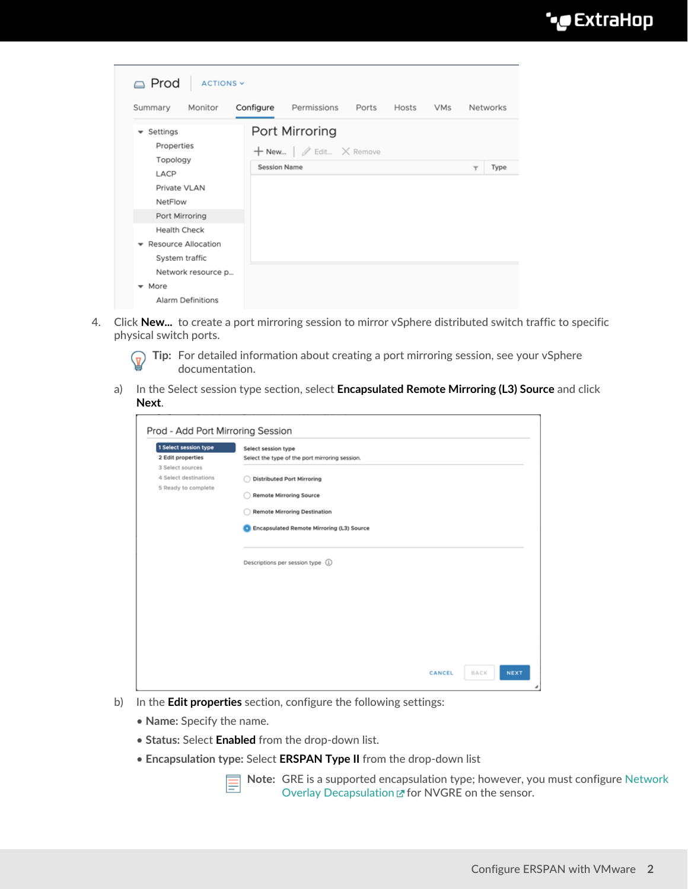4. Click **New...** to create a port mirroring session to mirror vSphere distributed switch traffic to specific physical switch ports.

   **Tip:** For detailed information about creating a port mirroring session, see your vSphere documentation.

   a) In the Select session type section, select **Encapsulated Remote Mirroring (L3) Source** and click **Next**.

   b) In the **Edit properties** section, configure the following settings:

   - **Name:** Specify the name.
   - **Status:** Select **Enabled** from the drop-down list.
   - **Encapsulation type:** Select **ERSPAN Type II** from the drop-down list

     **Note:** GRE is a supported encapsulation type; however, you must configure Network Overlay Decapsulation for NVGRE on the sensor.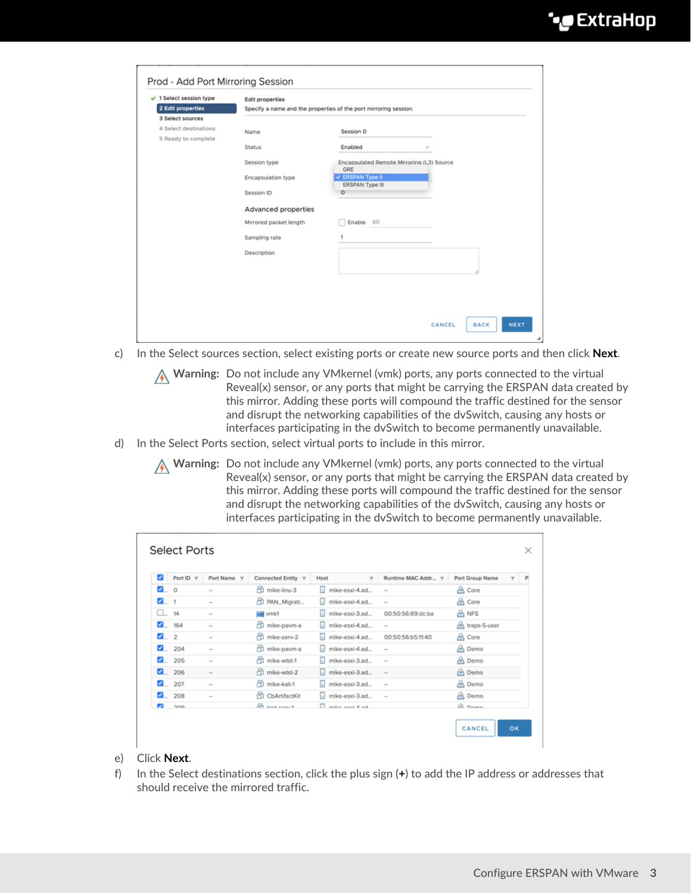c) In the Select sources section, select existing ports or create new source ports and then click **Next**.

> **Warning:** Do not include any VMkernel (vmk) ports, any ports connected to the virtual Reveal(x) sensor, or any ports that might be carrying the ERSPAN data created by this mirror. Adding these ports will compound the traffic destined for the sensor and disrupt the networking capabilities of the dvSwitch, causing any hosts or interfaces participating in the dvSwitch to become permanently unavailable.

d) In the Select Ports section, select virtual ports to include in this mirror.

> **Warning:** Do not include any VMkernel (vmk) ports, any ports connected to the virtual Reveal(x) sensor, or any ports that might be carrying the ERSPAN data created by this mirror. Adding these ports will compound the traffic destined for the sensor and disrupt the networking capabilities of the dvSwitch, causing any hosts or interfaces participating in the dvSwitch to become permanently unavailable.

e) Click **Next**.

f) In the Select destinations section, click the plus sign (**+**) to add the IP address or addresses that should receive the mirrored traffic.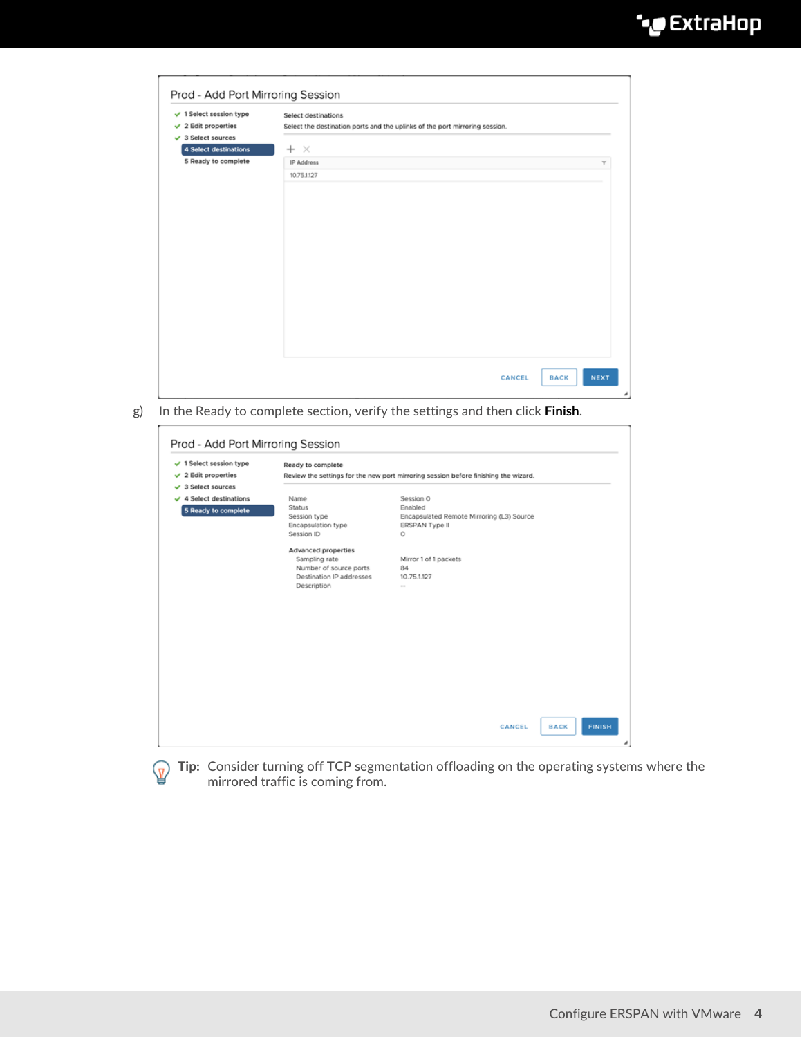g) In the Ready to complete section, verify the settings and then click **Finish**.

**Tip:** Consider turning off TCP segmentation offloading on the operating systems where the mirrored traffic is coming from.